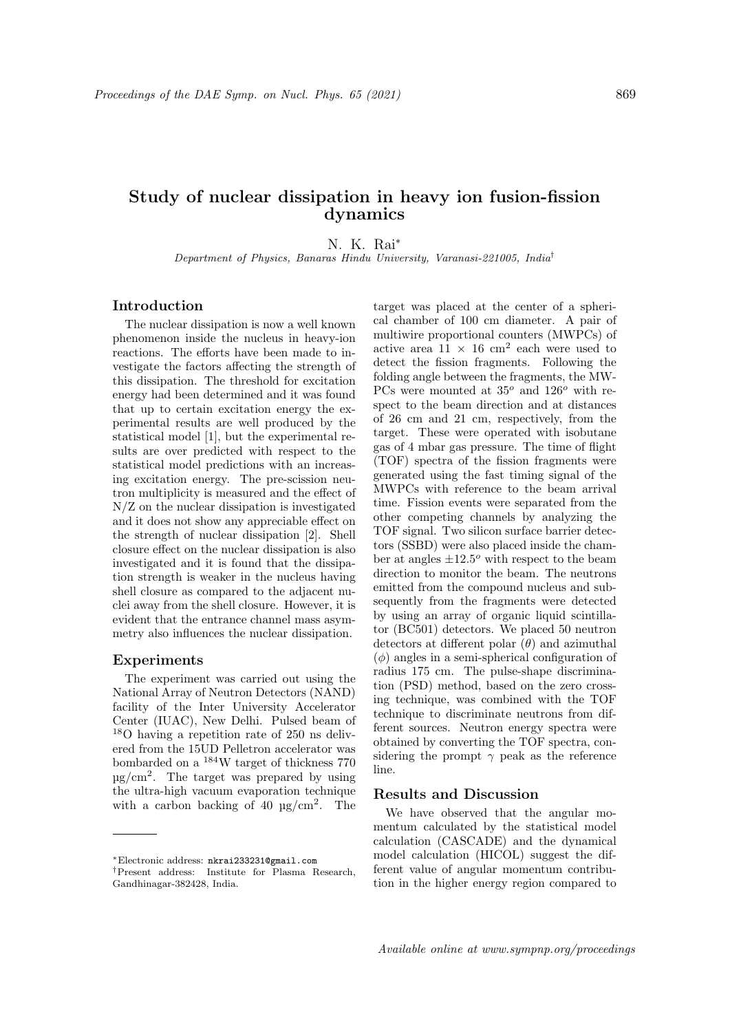# Study of nuclear dissipation in heavy ion fusion-fission dynamics

N. K. Rai*

*Department of Physics, Banaras Hindu University, Varanasi-221005, India*†

## Introduction

The nuclear dissipation is now a well known phenomenon inside the nucleus in heavy-ion reactions. The efforts have been made to investigate the factors affecting the strength of this dissipation. The threshold for excitation energy had been determined and it was found that up to certain excitation energy the experimental results are well produced by the statistical model [1], but the experimental results are over predicted with respect to the statistical model predictions with an increasing excitation energy. The pre-scission neutron multiplicity is measured and the effect of N/Z on the nuclear dissipation is investigated and it does not show any appreciable effect on the strength of nuclear dissipation [2]. Shell closure effect on the nuclear dissipation is also investigated and it is found that the dissipation strength is weaker in the nucleus having shell closure as compared to the adjacent nuclei away from the shell closure. However, it is evident that the entrance channel mass asymmetry also influences the nuclear dissipation.

## Experiments

The experiment was carried out using the National Array of Neutron Detectors (NAND) facility of the Inter University Accelerator Center (IUAC), New Delhi. Pulsed beam of $^{18}$O having a repetition rate of 250 ns delivered from the 15UD Pelletron accelerator was bombarded on a $^{184}$W target of thickness 770 µg/cm$^2$. The target was prepared by using the ultra-high vacuum evaporation technique with a carbon backing of 40 µg/cm$^2$. The target was placed at the center of a spherical chamber of 100 cm diameter. A pair of multiwire proportional counters (MWPCs) of active area 11 × 16 cm$^2$ each were used to detect the fission fragments. Following the folding angle between the fragments, the MWPCs were mounted at $35^o$ and $126^o$ with respect to the beam direction and at distances of 26 cm and 21 cm, respectively, from the target. These were operated with isobutane gas of 4 mbar gas pressure. The time of flight (TOF) spectra of the fission fragments were generated using the fast timing signal of the MWPCs with reference to the beam arrival time. Fission events were separated from the other competing channels by analyzing the TOF signal. Two silicon surface barrier detectors (SSBD) were also placed inside the chamber at angles $\pm 12.5^o$ with respect to the beam direction to monitor the beam. The neutrons emitted from the compound nucleus and subsequently from the fragments were detected by using an array of organic liquid scintillator (BC501) detectors. We placed 50 neutron detectors at different polar ($\theta$) and azimuthal ($\phi$) angles in a semi-spherical configuration of radius 175 cm. The pulse-shape discrimination (PSD) method, based on the zero crossing technique, was combined with the TOF technique to discriminate neutrons from different sources. Neutron energy spectra were obtained by converting the TOF spectra, considering the prompt $\gamma$ peak as the reference line.

## Results and Discussion

We have observed that the angular momentum calculated by the statistical model calculation (CASCADE) and the dynamical model calculation (HICOL) suggest the different value of angular momentum contribution in the higher energy region compared to

---

*Electronic address: nkrai233231@gmail.com

†Present address: Institute for Plasma Research, Gandhinagar-382428, India.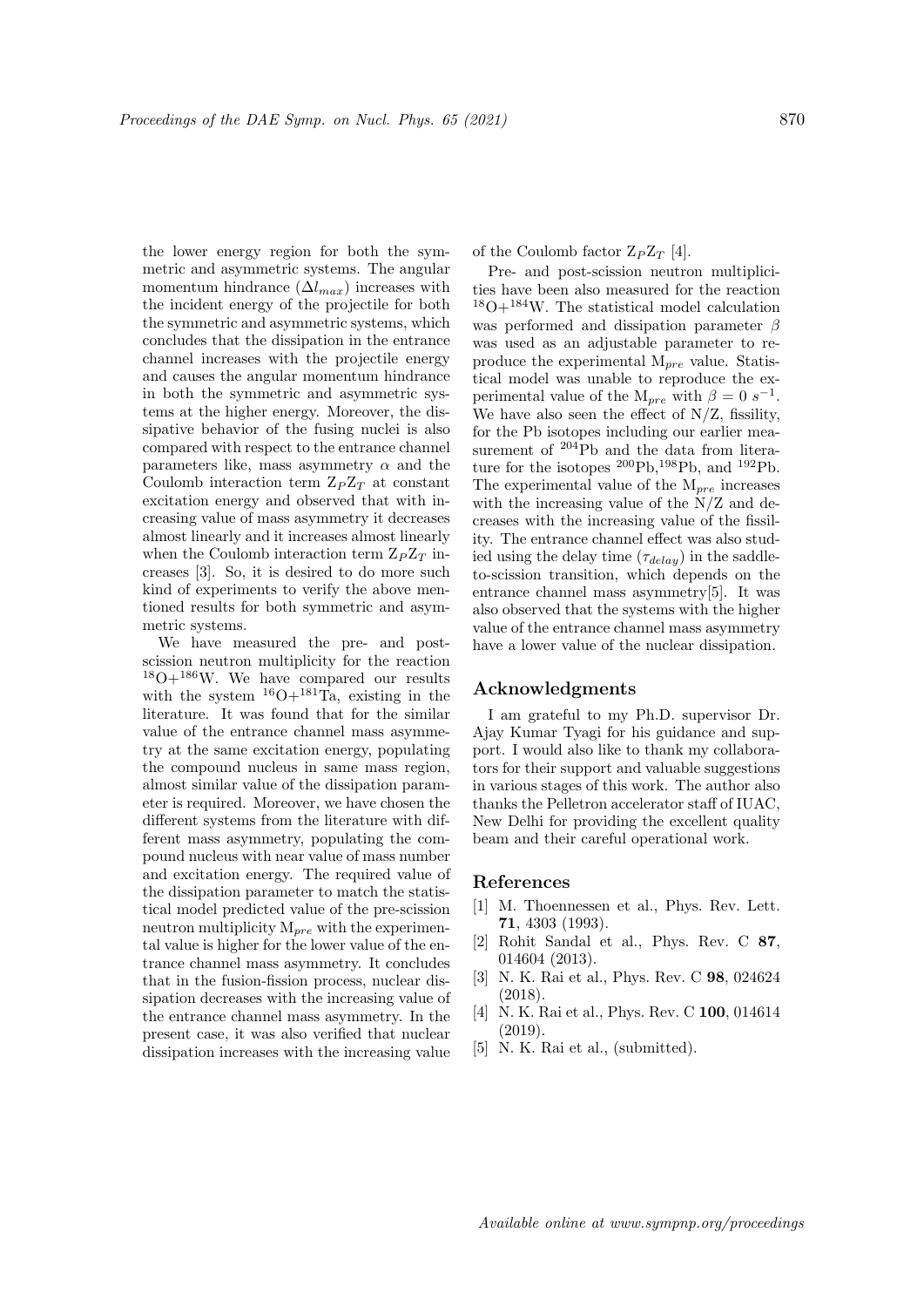the lower energy region for both the symmetric and asymmetric systems. The angular momentum hindrance ($\Delta l_{max}$) increases with the incident energy of the projectile for both the symmetric and asymmetric systems, which concludes that the dissipation in the entrance channel increases with the projectile energy and causes the angular momentum hindrance in both the symmetric and asymmetric systems at the higher energy. Moreover, the dissipative behavior of the fusing nuclei is also compared with respect to the entrance channel parameters like, mass asymmetry $\alpha$ and the Coulomb interaction term $Z_P Z_T$ at constant excitation energy and observed that with increasing value of mass asymmetry it decreases almost linearly and it increases almost linearly when the Coulomb interaction term $Z_P Z_T$ increases [3]. So, it is desired to do more such kind of experiments to verify the above mentioned results for both symmetric and asymmetric systems.

We have measured the pre- and post-scission neutron multiplicity for the reaction $^{18}$O+$^{186}$W. We have compared our results with the system $^{16}$O+$^{181}$Ta, existing in the literature. It was found that for the similar value of the entrance channel mass asymmetry at the same excitation energy, populating the compound nucleus in same mass region, almost similar value of the dissipation parameter is required. Moreover, we have chosen the different systems from the literature with different mass asymmetry, populating the compound nucleus with near value of mass number and excitation energy. The required value of the dissipation parameter to match the statistical model predicted value of the pre-scission neutron multiplicity $M_{pre}$ with the experimental value is higher for the lower value of the entrance channel mass asymmetry. It concludes that in the fusion-fission process, nuclear dissipation decreases with the increasing value of the entrance channel mass asymmetry. In the present case, it was also verified that nuclear dissipation increases with the increasing value of the Coulomb factor $Z_P Z_T$ [4].

Pre- and post-scission neutron multiplicities have been also measured for the reaction $^{18}$O+$^{184}$W. The statistical model calculation was performed and dissipation parameter $\beta$ was used as an adjustable parameter to reproduce the experimental $M_{pre}$ value. Statistical model was unable to reproduce the experimental value of the $M_{pre}$ with $\beta = 0\ s^{-1}$. We have also seen the effect of N/Z, fissility, for the Pb isotopes including our earlier measurement of $^{204}$Pb and the data from literature for the isotopes $^{200}$Pb,$^{198}$Pb, and $^{192}$Pb. The experimental value of the $M_{pre}$ increases with the increasing value of the N/Z and decreases with the increasing value of the fissility. The entrance channel effect was also studied using the delay time ($\tau_{delay}$) in the saddle-to-scission transition, which depends on the entrance channel mass asymmetry[5]. It was also observed that the systems with the higher value of the entrance channel mass asymmetry have a lower value of the nuclear dissipation.

## Acknowledgments

I am grateful to my Ph.D. supervisor Dr. Ajay Kumar Tyagi for his guidance and support. I would also like to thank my collaborators for their support and valuable suggestions in various stages of this work. The author also thanks the Pelletron accelerator staff of IUAC, New Delhi for providing the excellent quality beam and their careful operational work.

## References

[1] M. Thoennessen et al., Phys. Rev. Lett. **71**, 4303 (1993).

[2] Rohit Sandal et al., Phys. Rev. C **87**, 014604 (2013).

[3] N. K. Rai et al., Phys. Rev. C **98**, 024624 (2018).

[4] N. K. Rai et al., Phys. Rev. C **100**, 014614 (2019).

[5] N. K. Rai et al., (submitted).